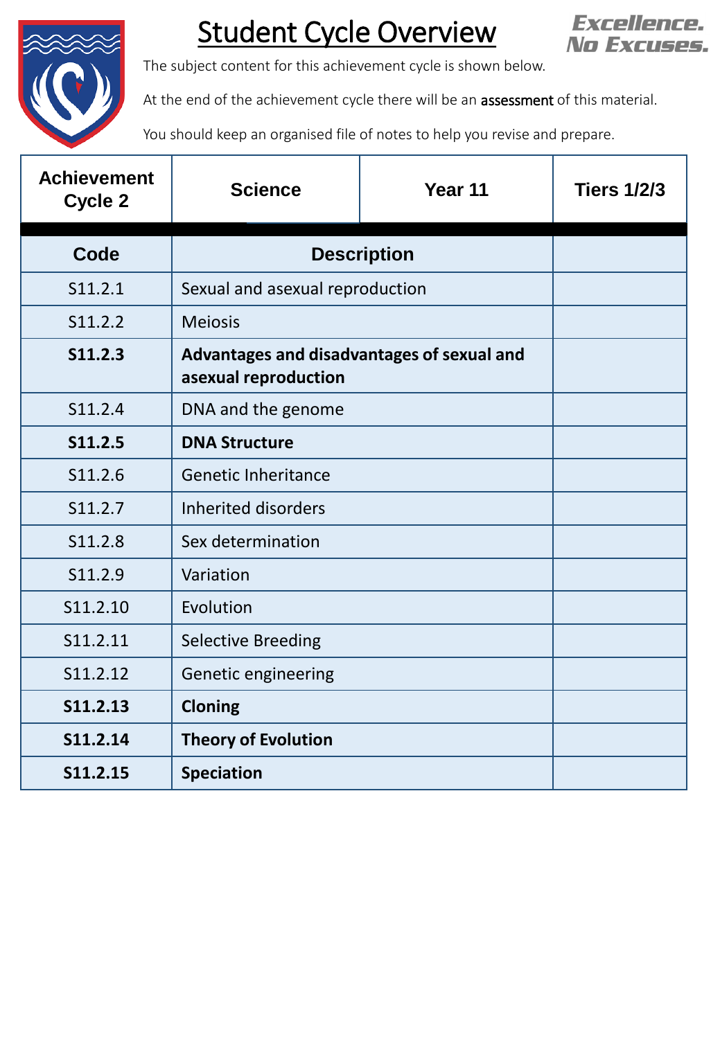# Student Cycle Overview

**Excellence. No Excuses.**

The subject content for this achievement cycle is shown below.

At the end of the achievement cycle there will be an **assessment** of this material.

You should keep an organised file of notes to help you revise and prepare.

| Achievement Cycle 2 | Science | Year 11 | Tiers 1/2/3 |
|---|---|---|---|
| **Code** | **Description** | | |
| S11.2.1 | Sexual and asexual reproduction | | |
| S11.2.2 | Meiosis | | |
| **S11.2.3** | **Advantages and disadvantages of sexual and asexual reproduction** | | |
| S11.2.4 | DNA and the genome | | |
| **S11.2.5** | **DNA Structure** | | |
| S11.2.6 | Genetic Inheritance | | |
| S11.2.7 | Inherited disorders | | |
| S11.2.8 | Sex determination | | |
| S11.2.9 | Variation | | |
| S11.2.10 | Evolution | | |
| S11.2.11 | Selective Breeding | | |
| S11.2.12 | Genetic engineering | | |
| **S11.2.13** | **Cloning** | | |
| **S11.2.14** | **Theory of Evolution** | | |
| **S11.2.15** | **Speciation** | | |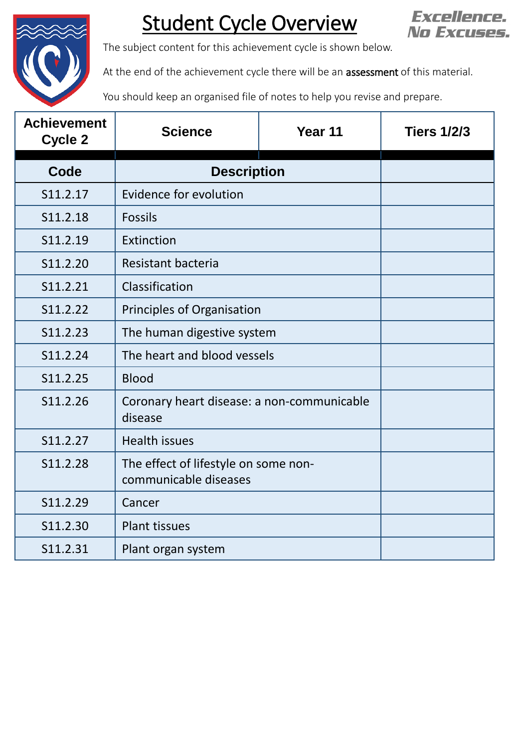# Student Cycle Overview

**Excellence. No Excuses.**

The subject content for this achievement cycle is shown below.

At the end of the achievement cycle there will be an **assessment** of this material.

You should keep an organised file of notes to help you revise and prepare.

| Achievement Cycle 2 | Science | Year 11 | Tiers 1/2/3 |
|---|---|---|---|
| **Code** | **Description** | | |
| S11.2.17 | Evidence for evolution | | |
| S11.2.18 | Fossils | | |
| S11.2.19 | Extinction | | |
| S11.2.20 | Resistant bacteria | | |
| S11.2.21 | Classification | | |
| S11.2.22 | Principles of Organisation | | |
| S11.2.23 | The human digestive system | | |
| S11.2.24 | The heart and blood vessels | | |
| S11.2.25 | Blood | | |
| S11.2.26 | Coronary heart disease: a non-communicable disease | | |
| S11.2.27 | Health issues | | |
| S11.2.28 | The effect of lifestyle on some non-communicable diseases | | |
| S11.2.29 | Cancer | | |
| S11.2.30 | Plant tissues | | |
| S11.2.31 | Plant organ system | | |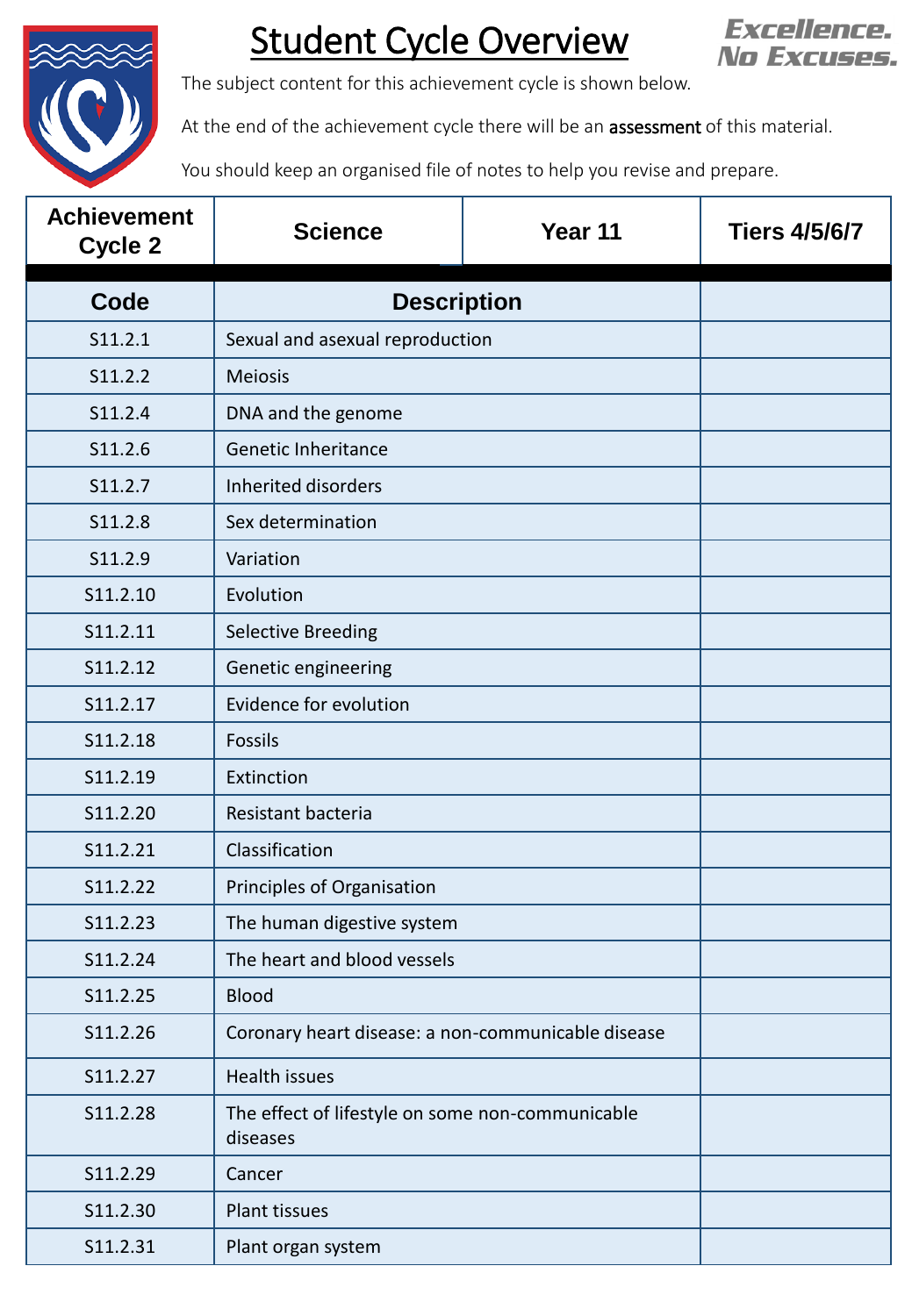# Student Cycle Overview

**Excellence. No Excuses.**

The subject content for this achievement cycle is shown below.

At the end of the achievement cycle there will be an **assessment** of this material.

You should keep an organised file of notes to help you revise and prepare.

| Achievement Cycle 2 | Science | Year 11 | Tiers 4/5/6/7 |
|---|---|---|---|
| **Code** | **Description** | | |
| S11.2.1 | Sexual and asexual reproduction | | |
| S11.2.2 | Meiosis | | |
| S11.2.4 | DNA and the genome | | |
| S11.2.6 | Genetic Inheritance | | |
| S11.2.7 | Inherited disorders | | |
| S11.2.8 | Sex determination | | |
| S11.2.9 | Variation | | |
| S11.2.10 | Evolution | | |
| S11.2.11 | Selective Breeding | | |
| S11.2.12 | Genetic engineering | | |
| S11.2.17 | Evidence for evolution | | |
| S11.2.18 | Fossils | | |
| S11.2.19 | Extinction | | |
| S11.2.20 | Resistant bacteria | | |
| S11.2.21 | Classification | | |
| S11.2.22 | Principles of Organisation | | |
| S11.2.23 | The human digestive system | | |
| S11.2.24 | The heart and blood vessels | | |
| S11.2.25 | Blood | | |
| S11.2.26 | Coronary heart disease: a non-communicable disease | | |
| S11.2.27 | Health issues | | |
| S11.2.28 | The effect of lifestyle on some non-communicable diseases | | |
| S11.2.29 | Cancer | | |
| S11.2.30 | Plant tissues | | |
| S11.2.31 | Plant organ system | | |